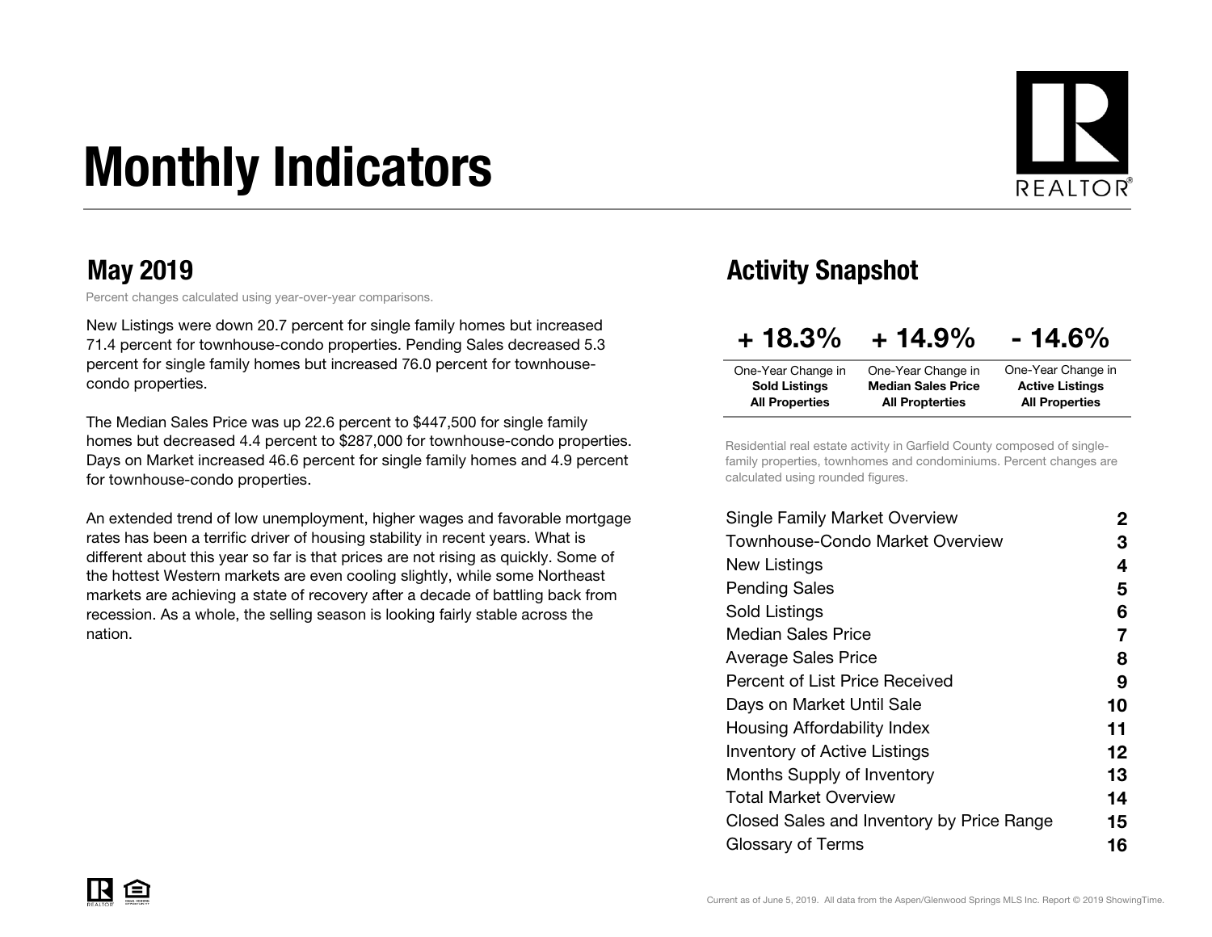# Monthly Indicators

## May 2019

Percent changes calculated using year-over-year comparisons.

New Listings were down 20.7 percent for single family homes but increased 71.4 percent for townhouse-condo properties. Pending Sales decreased 5.3 percent for single family homes but increased 76.0 percent for townhouse-condo properties.

The Median Sales Price was up 22.6 percent to $447,500 for single family homes but decreased 4.4 percent to $287,000 for townhouse-condo properties. Days on Market increased 46.6 percent for single family homes and 4.9 percent for townhouse-condo properties.

An extended trend of low unemployment, higher wages and favorable mortgage rates has been a terrific driver of housing stability in recent years. What is different about this year so far is that prices are not rising as quickly. Some of the hottest Western markets are even cooling slightly, while some Northeast markets are achieving a state of recovery after a decade of battling back from recession. As a whole, the selling season is looking fairly stable across the nation.

## Activity Snapshot

| + 18.3% | + 14.9% | - 14.6% |
|---|---|---|
| One-Year Change in **Sold Listings All Properties** | One-Year Change in **Median Sales Price All Properties** | One-Year Change in **Active Listings All Properties** |

Residential real estate activity in Garfield County composed of single-family properties, townhomes and condominiums. Percent changes are calculated using rounded figures.

| | |
|---|---|
| Single Family Market Overview | 2 |
| Townhouse-Condo Market Overview | 3 |
| New Listings | 4 |
| Pending Sales | 5 |
| Sold Listings | 6 |
| Median Sales Price | 7 |
| Average Sales Price | 8 |
| Percent of List Price Received | 9 |
| Days on Market Until Sale | 10 |
| Housing Affordability Index | 11 |
| Inventory of Active Listings | 12 |
| Months Supply of Inventory | 13 |
| Total Market Overview | 14 |
| Closed Sales and Inventory by Price Range | 15 |
| Glossary of Terms | 16 |

Current as of June 5, 2019. All data from the Aspen/Glenwood Springs MLS Inc. Report © 2019 ShowingTime.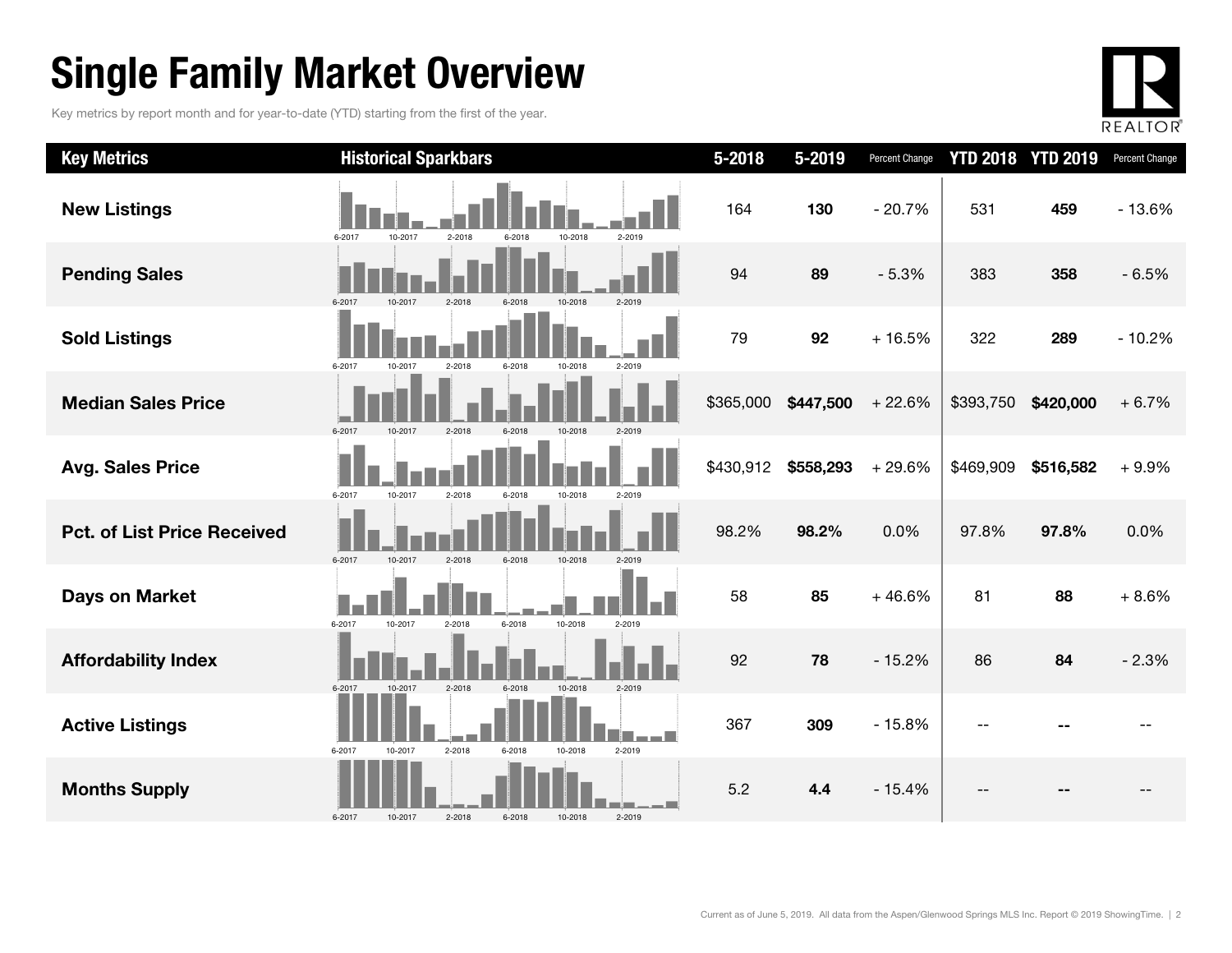# Single Family Market Overview

Key metrics by report month and for year-to-date (YTD) starting from the first of the year.

| Key Metrics | Historical Sparkbars | 5-2018 | 5-2019 | Percent Change | YTD 2018 | YTD 2019 | Percent Change |
|---|---|---|---|---|---|---|---|
| **New Listings** | 6-2017 10-2017 2-2018 6-2018 10-2018 2-2019 | 164 | **130** | - 20.7% | 531 | **459** | - 13.6% |
| **Pending Sales** | 6-2017 10-2017 2-2018 6-2018 10-2018 2-2019 | 94 | **89** | - 5.3% | 383 | **358** | - 6.5% |
| **Sold Listings** | 6-2017 10-2017 2-2018 6-2018 10-2018 2-2019 | 79 | **92** | + 16.5% | 322 | **289** | - 10.2% |
| **Median Sales Price** | 6-2017 10-2017 2-2018 6-2018 10-2018 2-2019 | $365,000 | **$447,500** | + 22.6% | $393,750 | **$420,000** | + 6.7% |
| **Avg. Sales Price** | 6-2017 10-2017 2-2018 6-2018 10-2018 2-2019 | $430,912 | **$558,293** | + 29.6% | $469,909 | **$516,582** | + 9.9% |
| **Pct. of List Price Received** | 6-2017 10-2017 2-2018 6-2018 10-2018 2-2019 | 98.2% | **98.2%** | 0.0% | 97.8% | **97.8%** | 0.0% |
| **Days on Market** | 6-2017 10-2017 2-2018 6-2018 10-2018 2-2019 | 58 | **85** | + 46.6% | 81 | **88** | + 8.6% |
| **Affordability Index** | 6-2017 10-2017 2-2018 6-2018 10-2018 2-2019 | 92 | **78** | - 15.2% | 86 | **84** | - 2.3% |
| **Active Listings** | 6-2017 10-2017 2-2018 6-2018 10-2018 2-2019 | 367 | **309** | - 15.8% | -- | **--** | -- |
| **Months Supply** | 6-2017 10-2017 2-2018 6-2018 10-2018 2-2019 | 5.2 | **4.4** | - 15.4% | -- | **--** | -- |

Current as of June 5, 2019. All data from the Aspen/Glenwood Springs MLS Inc. Report © 2019 ShowingTime.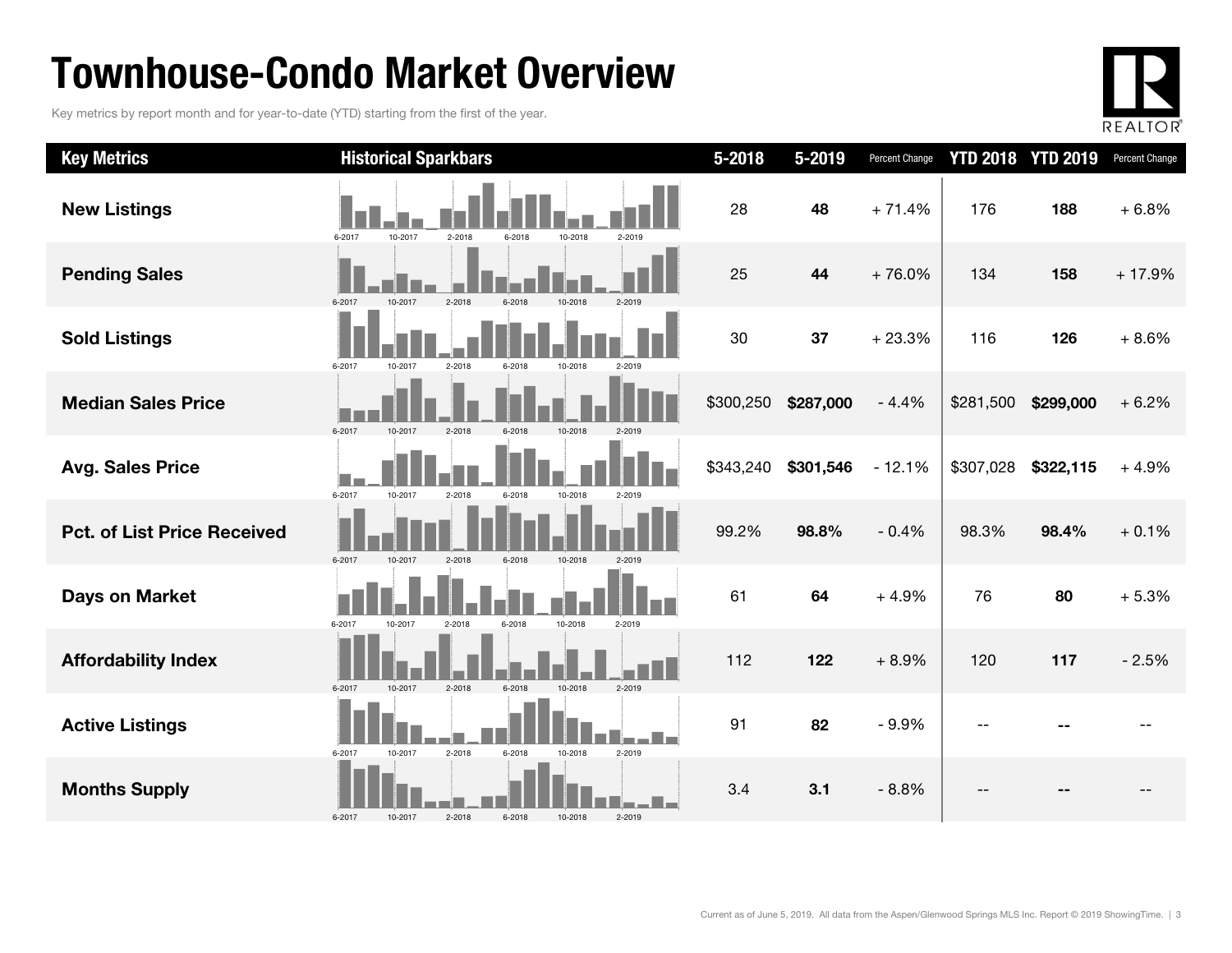# Townhouse-Condo Market Overview

Key metrics by report month and for year-to-date (YTD) starting from the first of the year.

| Key Metrics | Historical Sparkbars | 5-2018 | 5-2019 | Percent Change | YTD 2018 | YTD 2019 | Percent Change |
|---|---|---|---|---|---|---|---|
| **New Listings** | 6-2017 10-2017 2-2018 6-2018 10-2018 2-2019 | 28 | **48** | + 71.4% | 176 | **188** | + 6.8% |
| **Pending Sales** | 6-2017 10-2017 2-2018 6-2018 10-2018 2-2019 | 25 | **44** | + 76.0% | 134 | **158** | + 17.9% |
| **Sold Listings** | 6-2017 10-2017 2-2018 6-2018 10-2018 2-2019 | 30 | **37** | + 23.3% | 116 | **126** | + 8.6% |
| **Median Sales Price** | 6-2017 10-2017 2-2018 6-2018 10-2018 2-2019 | $300,250 | **$287,000** | - 4.4% | $281,500 | **$299,000** | + 6.2% |
| **Avg. Sales Price** | 6-2017 10-2017 2-2018 6-2018 10-2018 2-2019 | $343,240 | **$301,546** | - 12.1% | $307,028 | **$322,115** | + 4.9% |
| **Pct. of List Price Received** | 6-2017 10-2017 2-2018 6-2018 10-2018 2-2019 | 99.2% | **98.8%** | - 0.4% | 98.3% | **98.4%** | + 0.1% |
| **Days on Market** | 6-2017 10-2017 2-2018 6-2018 10-2018 2-2019 | 61 | **64** | + 4.9% | 76 | **80** | + 5.3% |
| **Affordability Index** | 6-2017 10-2017 2-2018 6-2018 10-2018 2-2019 | 112 | **122** | + 8.9% | 120 | **117** | - 2.5% |
| **Active Listings** | 6-2017 10-2017 2-2018 6-2018 10-2018 2-2019 | 91 | **82** | - 9.9% | -- | **--** | -- |
| **Months Supply** | 6-2017 10-2017 2-2018 6-2018 10-2018 2-2019 | 3.4 | **3.1** | - 8.8% | -- | **--** | -- |

Current as of June 5, 2019. All data from the Aspen/Glenwood Springs MLS Inc. Report © 2019 ShowingTime.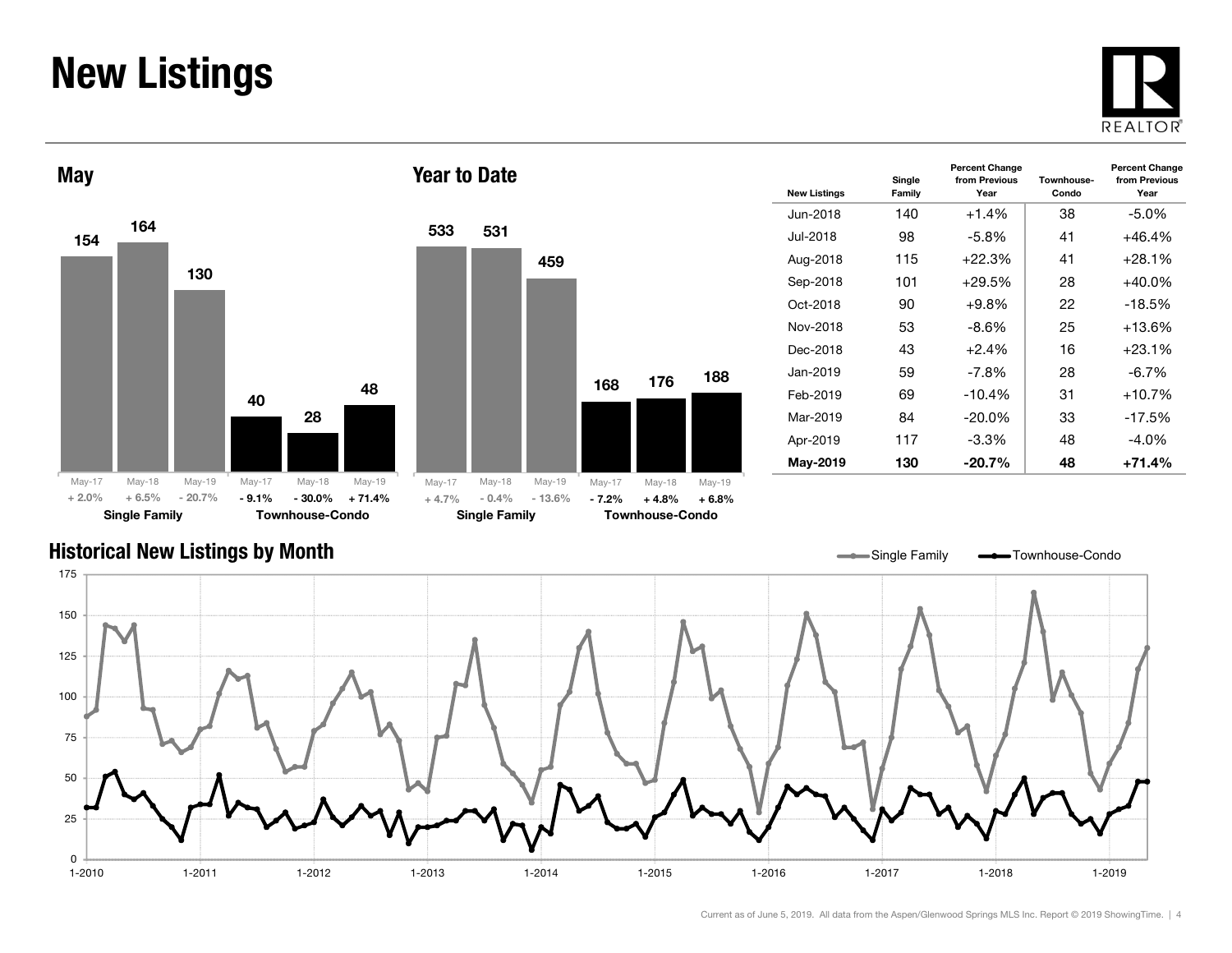# New Listings

## May

| | May-17 | May-18 | May-19 |
|---|---|---|---|
| Single Family | 154 | 164 | 130 |
| | + 2.0% | + 6.5% | - 20.7% |
| Townhouse-Condo | 40 | 28 | 48 |
| | - 9.1% | - 30.0% | + 71.4% |

## Year to Date

| | May-17 | May-18 | May-19 |
|---|---|---|---|
| Single Family | 533 | 531 | 459 |
| | + 4.7% | - 0.4% | - 13.6% |
| Townhouse-Condo | 168 | 176 | 188 |
| | - 7.2% | + 4.8% | + 6.8% |

| New Listings | Single Family | Percent Change from Previous Year | Townhouse-Condo | Percent Change from Previous Year |
|---|---|---|---|---|
| Jun-2018 | 140 | +1.4% | 38 | -5.0% |
| Jul-2018 | 98 | -5.8% | 41 | +46.4% |
| Aug-2018 | 115 | +22.3% | 41 | +28.1% |
| Sep-2018 | 101 | +29.5% | 28 | +40.0% |
| Oct-2018 | 90 | +9.8% | 22 | -18.5% |
| Nov-2018 | 53 | -8.6% | 25 | +13.6% |
| Dec-2018 | 43 | +2.4% | 16 | +23.1% |
| Jan-2019 | 59 | -7.8% | 28 | -6.7% |
| Feb-2019 | 69 | -10.4% | 31 | +10.7% |
| Mar-2019 | 84 | -20.0% | 33 | -17.5% |
| Apr-2019 | 117 | -3.3% | 48 | -4.0% |
| **May-2019** | **130** | **-20.7%** | **48** | **+71.4%** |

## Historical New Listings by Month

Single Family — Townhouse-Condo

Current as of June 5, 2019. All data from the Aspen/Glenwood Springs MLS Inc. Report © 2019 ShowingTime.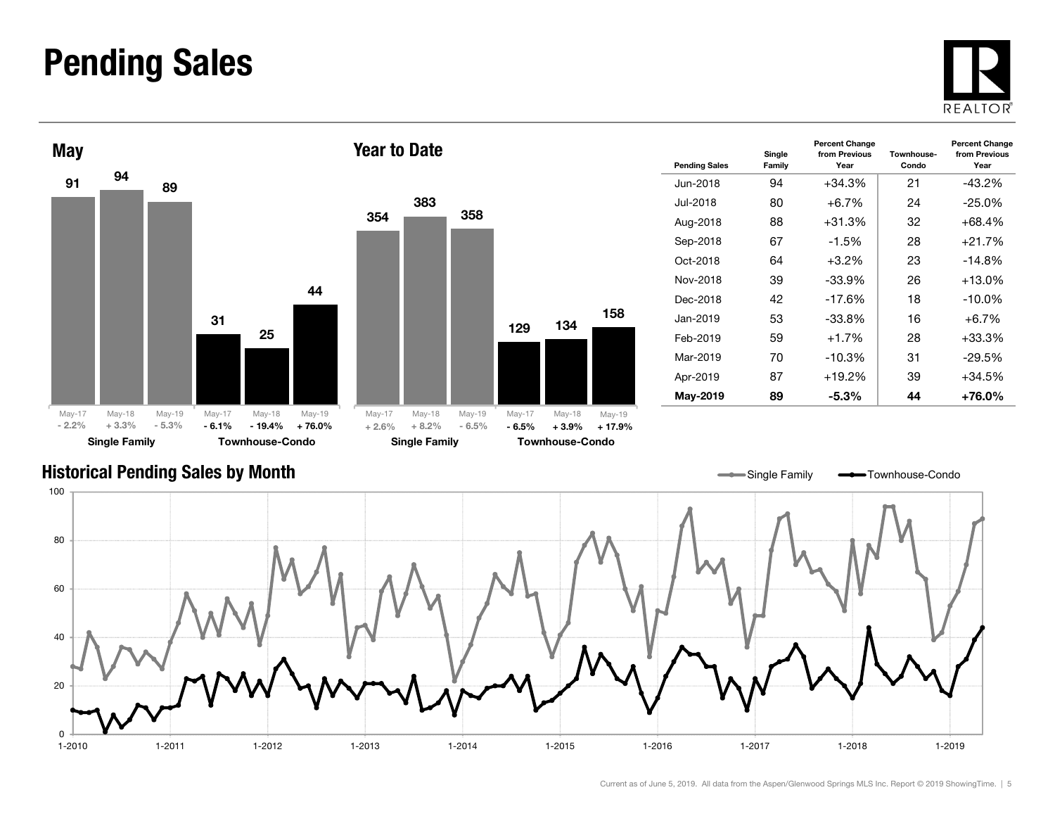# Pending Sales

## May

| | May-17 | May-18 | May-19 |
|---|---|---|---|
| Single Family | 91 | 94 | 89 |
| Percent Change | - 2.2% | + 3.3% | - 5.3% |
| Townhouse-Condo | 31 | 25 | 44 |
| Percent Change | - 6.1% | - 19.4% | + 76.0% |

## Year to Date

| | May-17 | May-18 | May-19 |
|---|---|---|---|
| Single Family | 354 | 383 | 358 |
| Percent Change | + 2.6% | + 8.2% | - 6.5% |
| Townhouse-Condo | 129 | 134 | 158 |
| Percent Change | - 6.5% | + 3.9% | + 17.9% |

| Pending Sales | Single Family | Percent Change from Previous Year | Townhouse-Condo | Percent Change from Previous Year |
|---|---|---|---|---|
| Jun-2018 | 94 | +34.3% | 21 | -43.2% |
| Jul-2018 | 80 | +6.7% | 24 | -25.0% |
| Aug-2018 | 88 | +31.3% | 32 | +68.4% |
| Sep-2018 | 67 | -1.5% | 28 | +21.7% |
| Oct-2018 | 64 | +3.2% | 23 | -14.8% |
| Nov-2018 | 39 | -33.9% | 26 | +13.0% |
| Dec-2018 | 42 | -17.6% | 18 | -10.0% |
| Jan-2019 | 53 | -33.8% | 16 | +6.7% |
| Feb-2019 | 59 | +1.7% | 28 | +33.3% |
| Mar-2019 | 70 | -10.3% | 31 | -29.5% |
| Apr-2019 | 87 | +19.2% | 39 | +34.5% |
| **May-2019** | **89** | **-5.3%** | **44** | **+76.0%** |

## Historical Pending Sales by Month

Current as of June 5, 2019. All data from the Aspen/Glenwood Springs MLS Inc. Report © 2019 ShowingTime.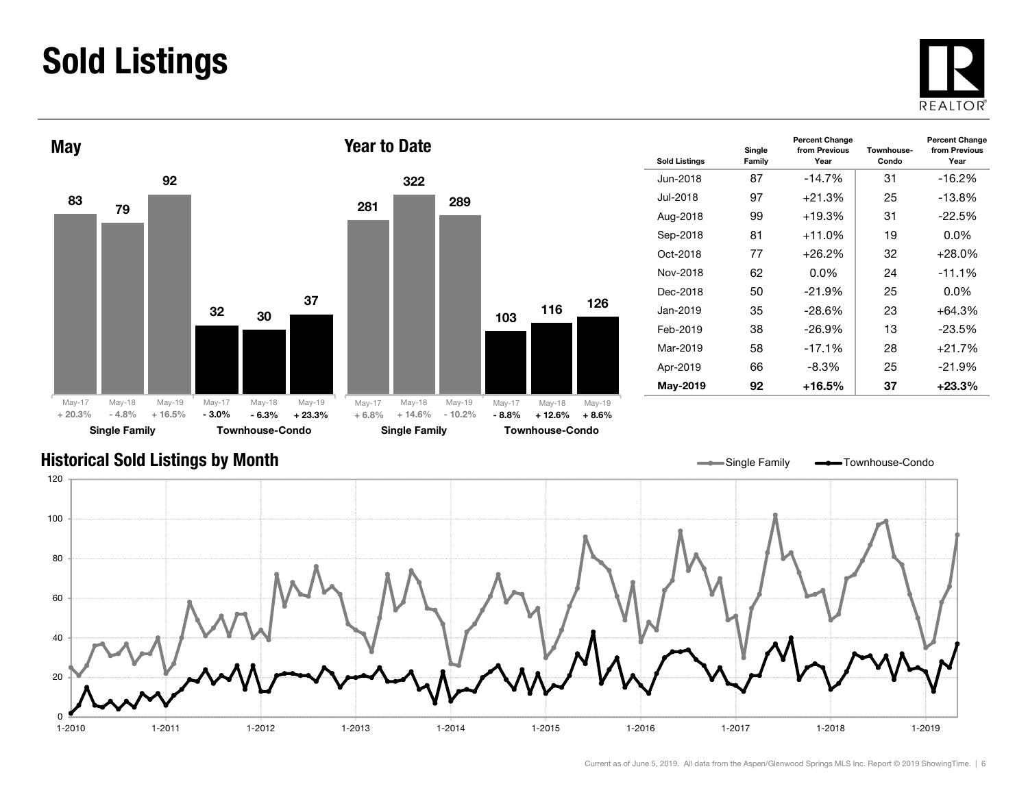# Sold Listings

## May

| | May-17 | May-18 | May-19 |
|---|---|---|---|
| Single Family | 83 | 79 | 92 |
| | + 20.3% | - 4.8% | + 16.5% |
| Townhouse-Condo | 32 | 30 | 37 |
| | - 3.0% | - 6.3% | + 23.3% |

## Year to Date

| | May-17 | May-18 | May-19 |
|---|---|---|---|
| Single Family | 281 | 322 | 289 |
| | + 6.8% | + 14.6% | - 10.2% |
| Townhouse-Condo | 103 | 116 | 126 |
| | - 8.8% | + 12.6% | + 8.6% |

| Sold Listings | Single Family | Percent Change from Previous Year | Townhouse-Condo | Percent Change from Previous Year |
|---|---|---|---|---|
| Jun-2018 | 87 | -14.7% | 31 | -16.2% |
| Jul-2018 | 97 | +21.3% | 25 | -13.8% |
| Aug-2018 | 99 | +19.3% | 31 | -22.5% |
| Sep-2018 | 81 | +11.0% | 19 | 0.0% |
| Oct-2018 | 77 | +26.2% | 32 | +28.0% |
| Nov-2018 | 62 | 0.0% | 24 | -11.1% |
| Dec-2018 | 50 | -21.9% | 25 | 0.0% |
| Jan-2019 | 35 | -28.6% | 23 | +64.3% |
| Feb-2019 | 38 | -26.9% | 13 | -23.5% |
| Mar-2019 | 58 | -17.1% | 28 | +21.7% |
| Apr-2019 | 66 | -8.3% | 25 | -21.9% |
| **May-2019** | **92** | **+16.5%** | **37** | **+23.3%** |

## Historical Sold Listings by Month

Single Family — Townhouse-Condo

Current as of June 5, 2019. All data from the Aspen/Glenwood Springs MLS Inc. Report © 2019 ShowingTime.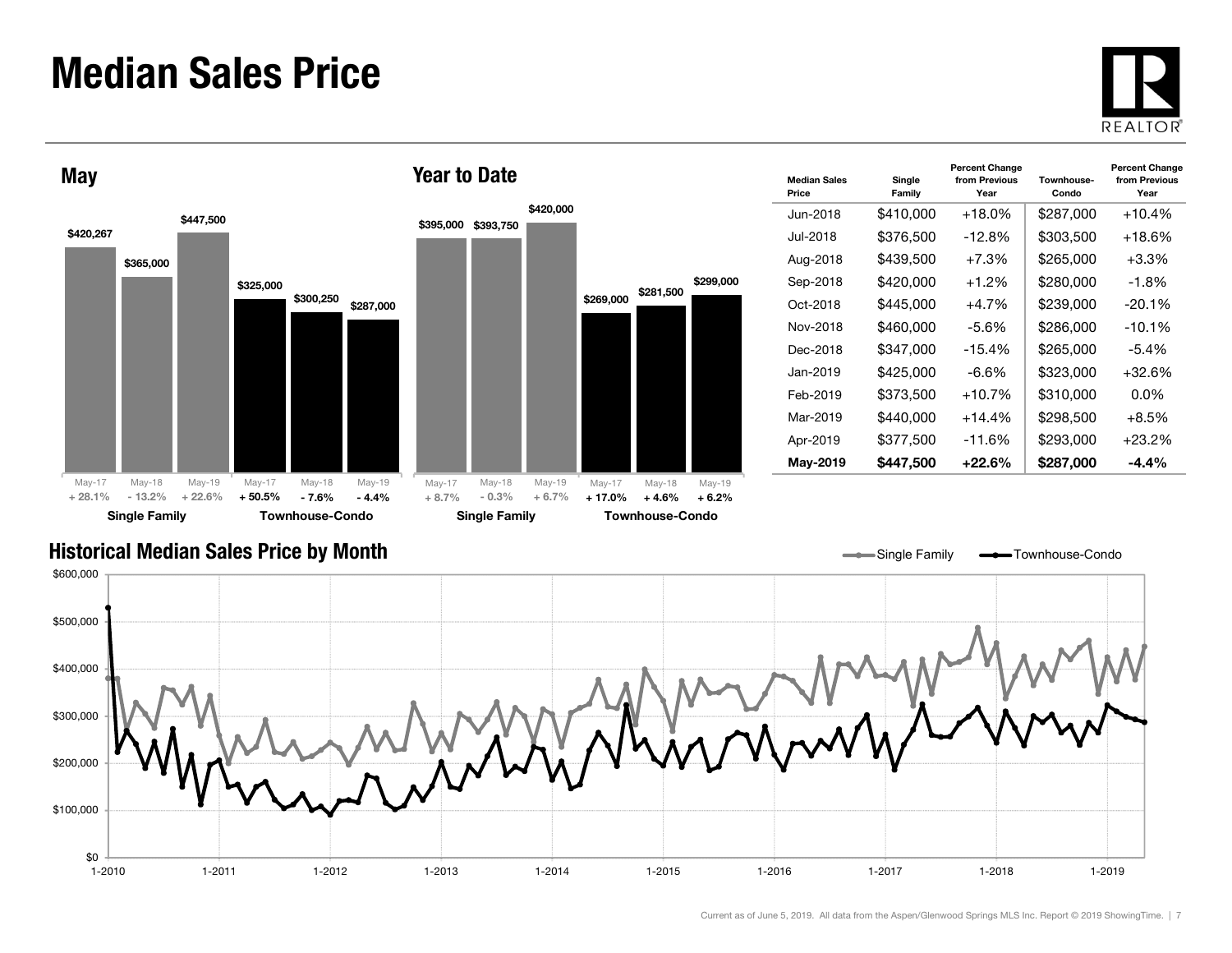# Median Sales Price

## May

| | May-17 | May-18 | May-19 |
|---|---|---|---|
| Single Family | $420,267 | $365,000 | $447,500 |
| | + 28.1% | - 13.2% | + 22.6% |
| Townhouse-Condo | $325,000 | $300,250 | $287,000 |
| | + 50.5% | - 7.6% | - 4.4% |

## Year to Date

| | May-17 | May-18 | May-19 |
|---|---|---|---|
| Single Family | $395,000 | $393,750 | $420,000 |
| | + 8.7% | - 0.3% | + 6.7% |
| Townhouse-Condo | $269,000 | $281,500 | $299,000 |
| | + 17.0% | + 4.6% | + 6.2% |

| Median Sales Price | Single Family | Percent Change from Previous Year | Townhouse-Condo | Percent Change from Previous Year |
|---|---|---|---|---|
| Jun-2018 | $410,000 | +18.0% | $287,000 | +10.4% |
| Jul-2018 | $376,500 | -12.8% | $303,500 | +18.6% |
| Aug-2018 | $439,500 | +7.3% | $265,000 | +3.3% |
| Sep-2018 | $420,000 | +1.2% | $280,000 | -1.8% |
| Oct-2018 | $445,000 | +4.7% | $239,000 | -20.1% |
| Nov-2018 | $460,000 | -5.6% | $286,000 | -10.1% |
| Dec-2018 | $347,000 | -15.4% | $265,000 | -5.4% |
| Jan-2019 | $425,000 | -6.6% | $323,000 | +32.6% |
| Feb-2019 | $373,500 | +10.7% | $310,000 | 0.0% |
| Mar-2019 | $440,000 | +14.4% | $298,500 | +8.5% |
| Apr-2019 | $377,500 | -11.6% | $293,000 | +23.2% |
| **May-2019** | **$447,500** | **+22.6%** | **$287,000** | **-4.4%** |

## Historical Median Sales Price by Month

Current as of June 5, 2019. All data from the Aspen/Glenwood Springs MLS Inc. Report © 2019 ShowingTime.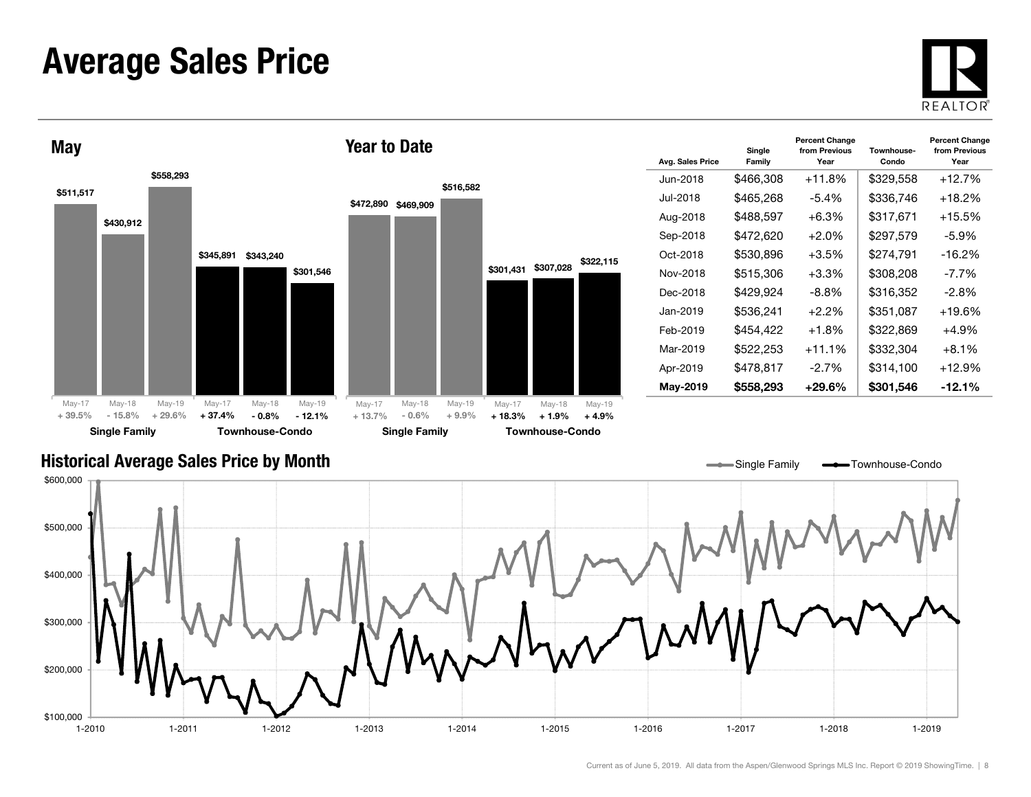# Average Sales Price

## May

| | May-17 | May-18 | May-19 |
|---|---|---|---|
| **Single Family** | $511,517 | $430,912 | $558,293 |
| | + 39.5% | - 15.8% | + 29.6% |
| **Townhouse-Condo** | $345,891 | $343,240 | $301,546 |
| | + 37.4% | - 0.8% | - 12.1% |

## Year to Date

| | May-17 | May-18 | May-19 |
|---|---|---|---|
| **Single Family** | $472,890 | $469,909 | $516,582 |
| | + 13.7% | - 0.6% | + 9.9% |
| **Townhouse-Condo** | $301,431 | $307,028 | $322,115 |
| | + 18.3% | + 1.9% | + 4.9% |

| Avg. Sales Price | Single Family | Percent Change from Previous Year | Townhouse-Condo | Percent Change from Previous Year |
|---|---|---|---|---|
| Jun-2018 | $466,308 | +11.8% | $329,558 | +12.7% |
| Jul-2018 | $465,268 | -5.4% | $336,746 | +18.2% |
| Aug-2018 | $488,597 | +6.3% | $317,671 | +15.5% |
| Sep-2018 | $472,620 | +2.0% | $297,579 | -5.9% |
| Oct-2018 | $530,896 | +3.5% | $274,791 | -16.2% |
| Nov-2018 | $515,306 | +3.3% | $308,208 | -7.7% |
| Dec-2018 | $429,924 | -8.8% | $316,352 | -2.8% |
| Jan-2019 | $536,241 | +2.2% | $351,087 | +19.6% |
| Feb-2019 | $454,422 | +1.8% | $322,869 | +4.9% |
| Mar-2019 | $522,253 | +11.1% | $332,304 | +8.1% |
| Apr-2019 | $478,817 | -2.7% | $314,100 | +12.9% |
| **May-2019** | **$558,293** | **+29.6%** | **$301,546** | **-12.1%** |

## Historical Average Sales Price by Month

Single Family — Townhouse-Condo

$600,000 · $500,000 · $400,000 · $300,000 · $200,000 · $100,000

1-2010 · 1-2011 · 1-2012 · 1-2013 · 1-2014 · 1-2015 · 1-2016 · 1-2017 · 1-2018 · 1-2019

Current as of June 5, 2019. All data from the Aspen/Glenwood Springs MLS Inc. Report © 2019 ShowingTime.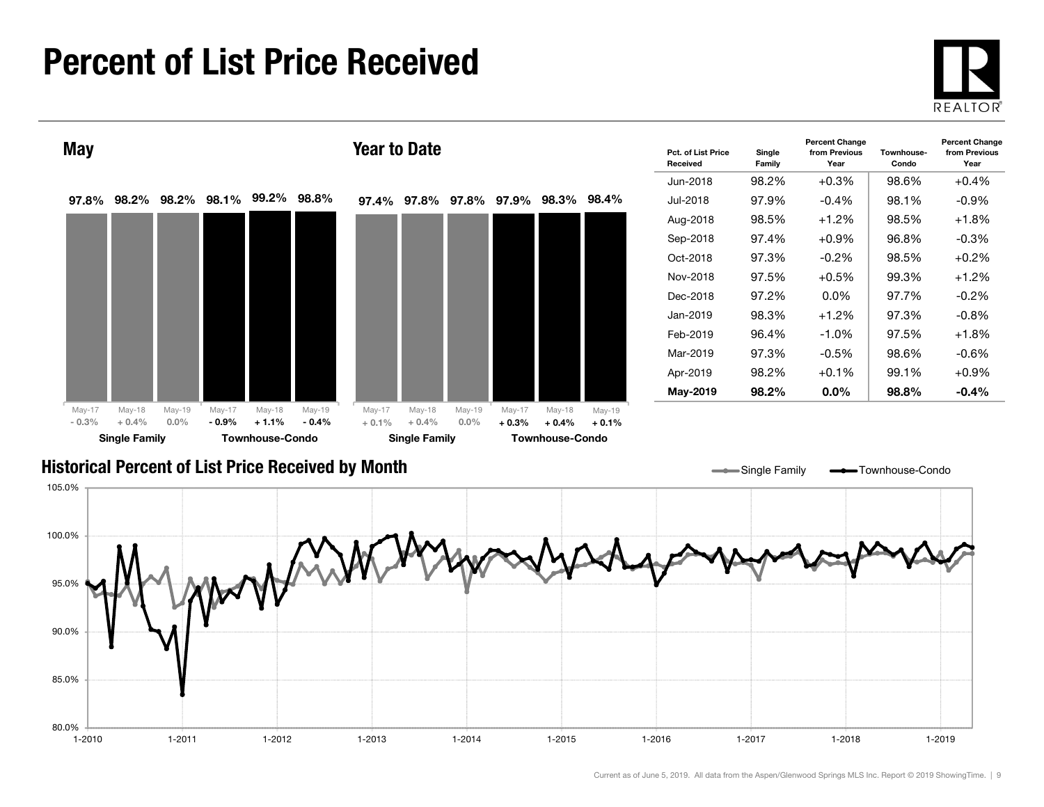# Percent of List Price Received

## May

| | May-17 | May-18 | May-19 |
|---|---|---|---|
| Single Family | 97.8% | 98.2% | 98.2% |
| Percent change | - 0.3% | + 0.4% | 0.0% |
| Townhouse-Condo | 98.1% | 99.2% | 98.8% |
| Percent change | - 0.9% | + 1.1% | - 0.4% |

## Year to Date

| | May-17 | May-18 | May-19 |
|---|---|---|---|
| Single Family | 97.4% | 97.8% | 97.8% |
| Percent change | + 0.1% | + 0.4% | 0.0% |
| Townhouse-Condo | 97.9% | 98.3% | 98.4% |
| Percent change | + 0.3% | + 0.4% | + 0.1% |

| Pct. of List Price Received | Single Family | Percent Change from Previous Year | Townhouse-Condo | Percent Change from Previous Year |
|---|---|---|---|---|
| Jun-2018 | 98.2% | +0.3% | 98.6% | +0.4% |
| Jul-2018 | 97.9% | -0.4% | 98.1% | -0.9% |
| Aug-2018 | 98.5% | +1.2% | 98.5% | +1.8% |
| Sep-2018 | 97.4% | +0.9% | 96.8% | -0.3% |
| Oct-2018 | 97.3% | -0.2% | 98.5% | +0.2% |
| Nov-2018 | 97.5% | +0.5% | 99.3% | +1.2% |
| Dec-2018 | 97.2% | 0.0% | 97.7% | -0.2% |
| Jan-2019 | 98.3% | +1.2% | 97.3% | -0.8% |
| Feb-2019 | 96.4% | -1.0% | 97.5% | +1.8% |
| Mar-2019 | 97.3% | -0.5% | 98.6% | -0.6% |
| Apr-2019 | 98.2% | +0.1% | 99.1% | +0.9% |
| **May-2019** | **98.2%** | **0.0%** | **98.8%** | **-0.4%** |

## Historical Percent of List Price Received by Month

Single Family — Townhouse-Condo

Current as of June 5, 2019. All data from the Aspen/Glenwood Springs MLS Inc. Report © 2019 ShowingTime.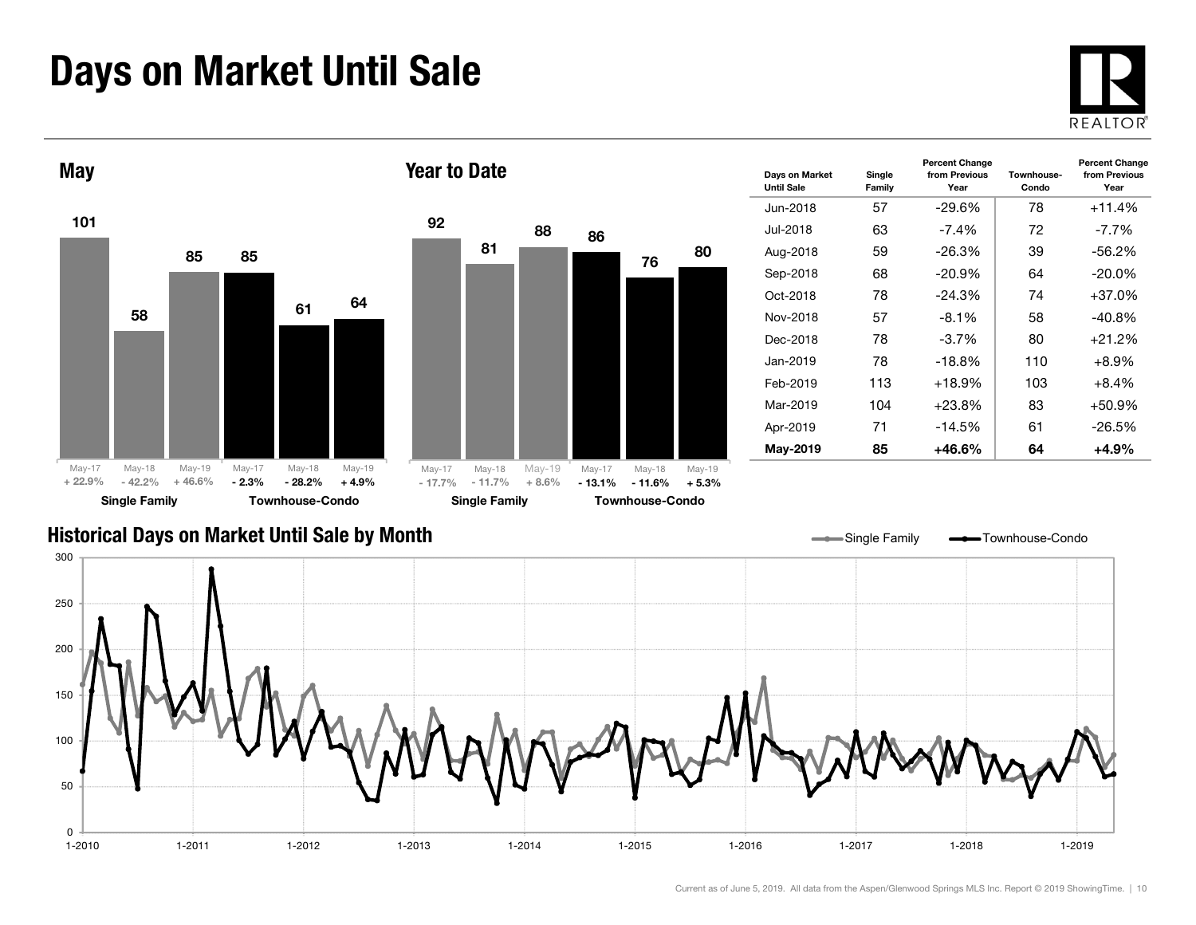# Days on Market Until Sale

## May

| | May-17 | May-18 | May-19 |
|---|---|---|---|
| Single Family | 101 | 58 | 85 |
| Percent Change | + 22.9% | - 42.2% | + 46.6% |
| Townhouse-Condo | 85 | 61 | 64 |
| Percent Change | - 2.3% | - 28.2% | + 4.9% |

## Year to Date

| | May-17 | May-18 | May-19 |
|---|---|---|---|
| Single Family | 92 | 81 | 88 |
| Percent Change | - 17.7% | - 11.7% | + 8.6% |
| Townhouse-Condo | 86 | 76 | 80 |
| Percent Change | - 13.1% | - 11.6% | + 5.3% |

| Days on Market Until Sale | Single Family | Percent Change from Previous Year | Townhouse-Condo | Percent Change from Previous Year |
|---|---|---|---|---|
| Jun-2018 | 57 | -29.6% | 78 | +11.4% |
| Jul-2018 | 63 | -7.4% | 72 | -7.7% |
| Aug-2018 | 59 | -26.3% | 39 | -56.2% |
| Sep-2018 | 68 | -20.9% | 64 | -20.0% |
| Oct-2018 | 78 | -24.3% | 74 | +37.0% |
| Nov-2018 | 57 | -8.1% | 58 | -40.8% |
| Dec-2018 | 78 | -3.7% | 80 | +21.2% |
| Jan-2019 | 78 | -18.8% | 110 | +8.9% |
| Feb-2019 | 113 | +18.9% | 103 | +8.4% |
| Mar-2019 | 104 | +23.8% | 83 | +50.9% |
| Apr-2019 | 71 | -14.5% | 61 | -26.5% |
| **May-2019** | **85** | **+46.6%** | **64** | **+4.9%** |

## Historical Days on Market Until Sale by Month

Single Family — Townhouse-Condo

Current as of June 5, 2019. All data from the Aspen/Glenwood Springs MLS Inc. Report © 2019 ShowingTime.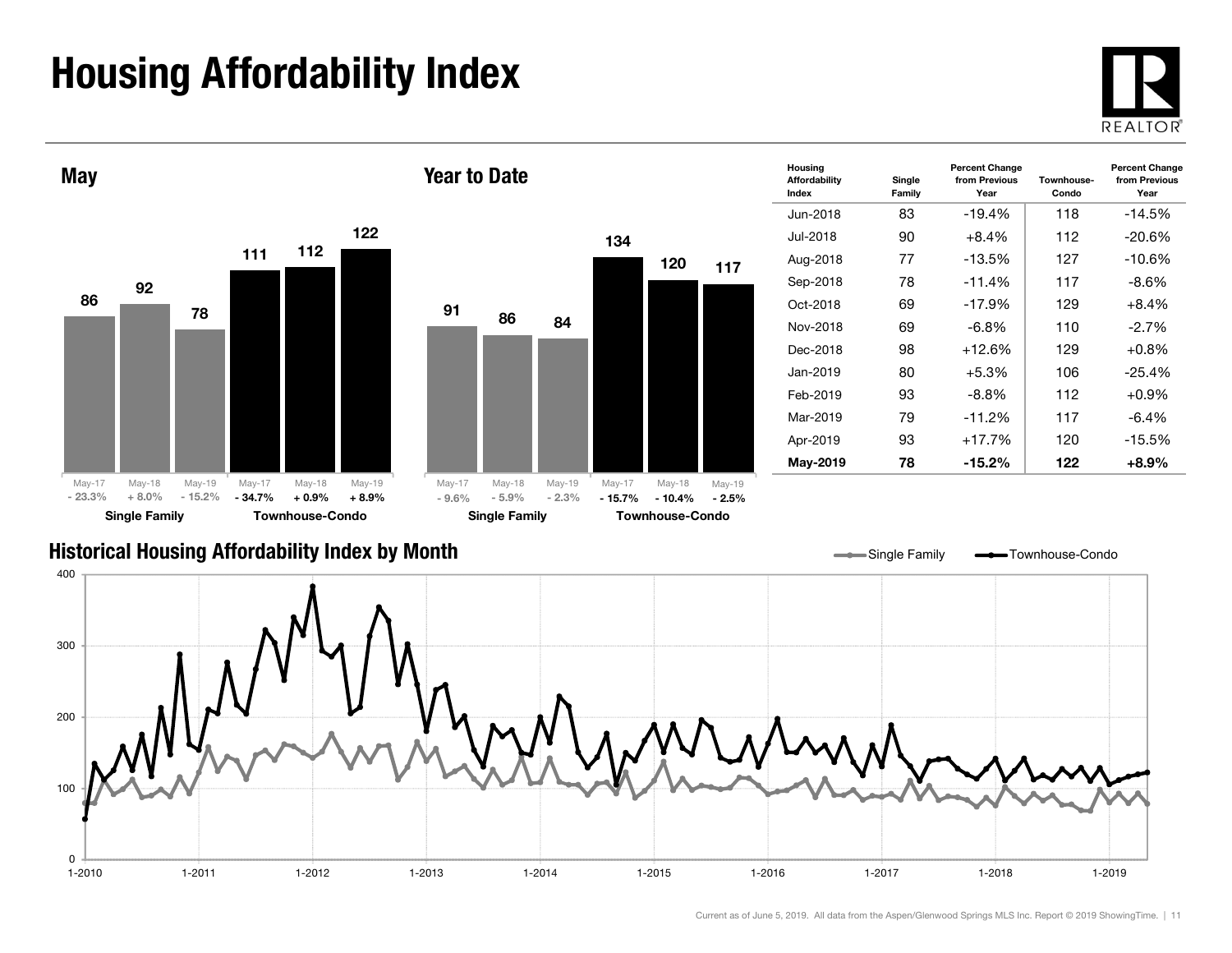# Housing Affordability Index

## May

| | May-17 | May-18 | May-19 |
|---|---|---|---|
| Single Family | 86 | 92 | 78 |
| Percent Change | - 23.3% | + 8.0% | - 15.2% |
| Townhouse-Condo | 111 | 112 | 122 |
| Percent Change | - 34.7% | + 0.9% | + 8.9% |

## Year to Date

| | May-17 | May-18 | May-19 |
|---|---|---|---|
| Single Family | 91 | 86 | 84 |
| Percent Change | - 9.6% | - 5.9% | - 2.3% |
| Townhouse-Condo | 134 | 120 | 117 |
| Percent Change | - 15.7% | - 10.4% | - 2.5% |

| Housing Affordability Index | Single Family | Percent Change from Previous Year | Townhouse-Condo | Percent Change from Previous Year |
|---|---|---|---|---|
| Jun-2018 | 83 | -19.4% | 118 | -14.5% |
| Jul-2018 | 90 | +8.4% | 112 | -20.6% |
| Aug-2018 | 77 | -13.5% | 127 | -10.6% |
| Sep-2018 | 78 | -11.4% | 117 | -8.6% |
| Oct-2018 | 69 | -17.9% | 129 | +8.4% |
| Nov-2018 | 69 | -6.8% | 110 | -2.7% |
| Dec-2018 | 98 | +12.6% | 129 | +0.8% |
| Jan-2019 | 80 | +5.3% | 106 | -25.4% |
| Feb-2019 | 93 | -8.8% | 112 | +0.9% |
| Mar-2019 | 79 | -11.2% | 117 | -6.4% |
| Apr-2019 | 93 | +17.7% | 120 | -15.5% |
| **May-2019** | **78** | **-15.2%** | **122** | **+8.9%** |

## Historical Housing Affordability Index by Month

Single Family — Townhouse-Condo

Current as of June 5, 2019. All data from the Aspen/Glenwood Springs MLS Inc. Report © 2019 ShowingTime.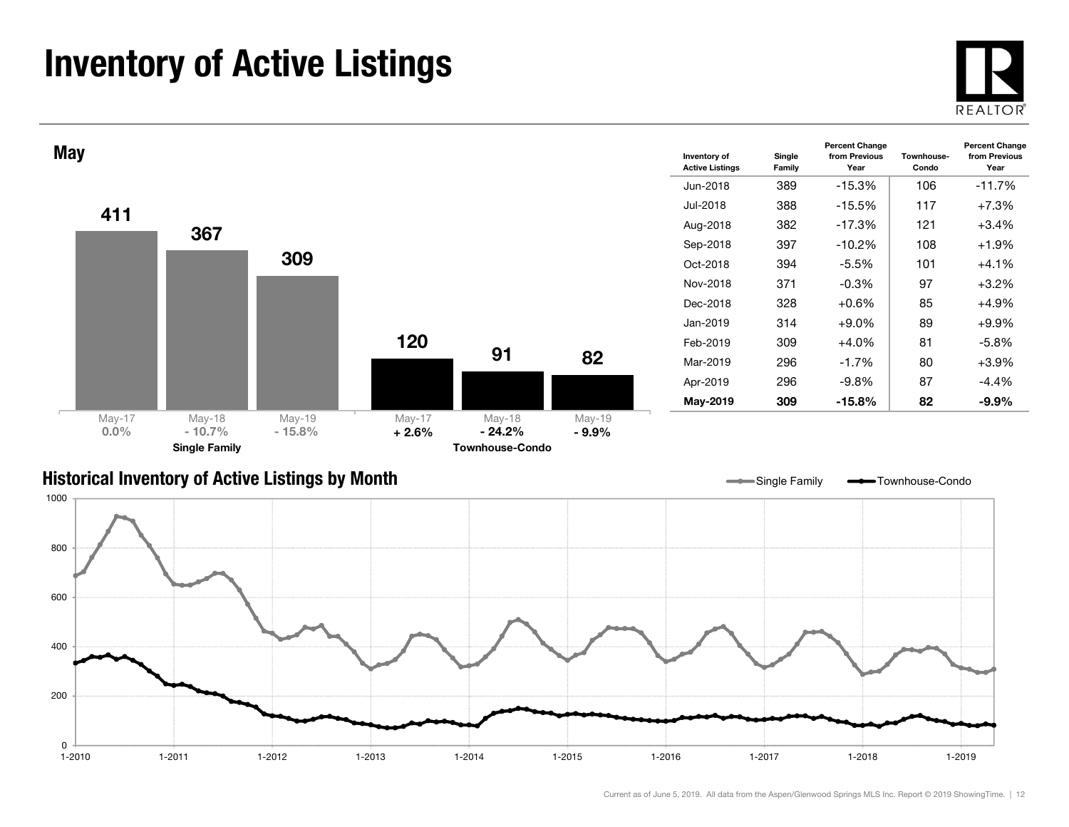# Inventory of Active Listings

## May

| | May-17 | May-18 | May-19 |
|---|---|---|---|
| Single Family | 411 | 367 | 309 |
| Percent Change | 0.0% | - 10.7% | - 15.8% |
| Townhouse-Condo | 120 | 91 | 82 |
| Percent Change | + 2.6% | - 24.2% | - 9.9% |

| Inventory of Active Listings | Single Family | Percent Change from Previous Year | Townhouse-Condo | Percent Change from Previous Year |
|---|---|---|---|---|
| Jun-2018 | 389 | -15.3% | 106 | -11.7% |
| Jul-2018 | 388 | -15.5% | 117 | +7.3% |
| Aug-2018 | 382 | -17.3% | 121 | +3.4% |
| Sep-2018 | 397 | -10.2% | 108 | +1.9% |
| Oct-2018 | 394 | -5.5% | 101 | +4.1% |
| Nov-2018 | 371 | -0.3% | 97 | +3.2% |
| Dec-2018 | 328 | +0.6% | 85 | +4.9% |
| Jan-2019 | 314 | +9.0% | 89 | +9.9% |
| Feb-2019 | 309 | +4.0% | 81 | -5.8% |
| Mar-2019 | 296 | -1.7% | 80 | +3.9% |
| Apr-2019 | 296 | -9.8% | 87 | -4.4% |
| **May-2019** | **309** | **-15.8%** | **82** | **-9.9%** |

## Historical Inventory of Active Listings by Month

Single Family — Townhouse-Condo

Current as of June 5, 2019. All data from the Aspen/Glenwood Springs MLS Inc. Report © 2019 ShowingTime.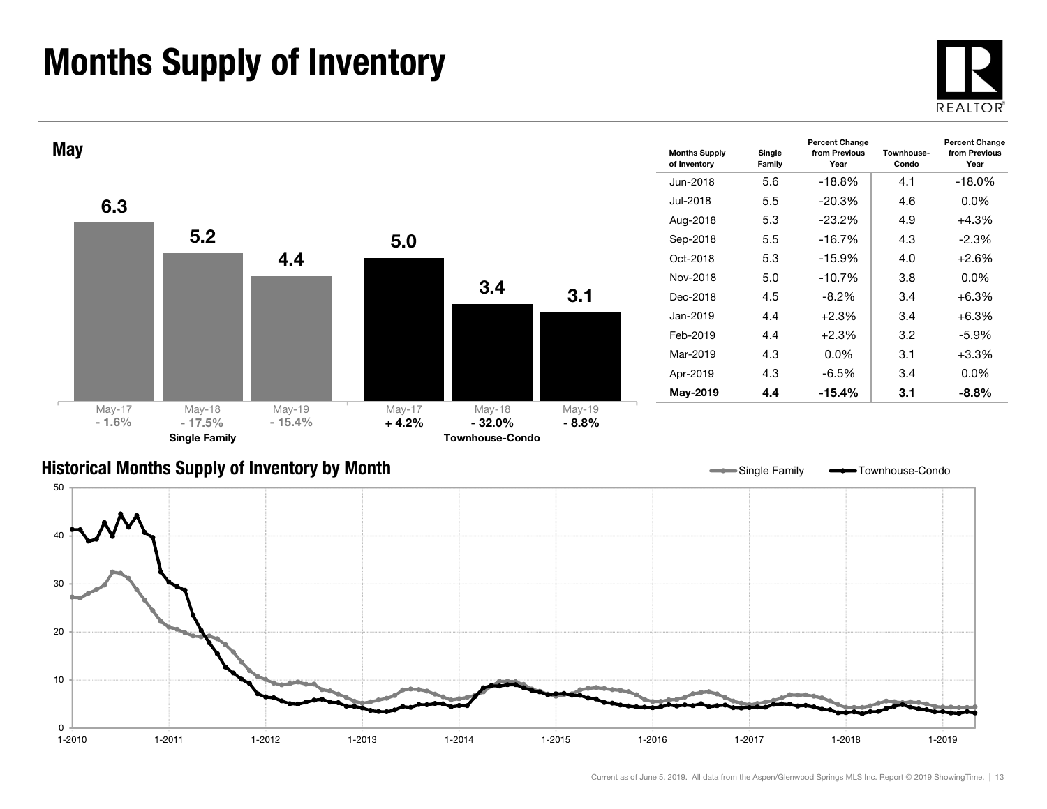# Months Supply of Inventory

## May

| | May-17 | May-18 | May-19 |
|---|---|---|---|
| **Single Family** | 6.3 | 5.2 | 4.4 |
| Percent change | - 1.6% | - 17.5% | - 15.4% |
| **Townhouse-Condo** | 5.0 | 3.4 | 3.1 |
| Percent change | + 4.2% | - 32.0% | - 8.8% |

| Months Supply of Inventory | Single Family | Percent Change from Previous Year | Townhouse-Condo | Percent Change from Previous Year |
|---|---|---|---|---|
| Jun-2018 | 5.6 | -18.8% | 4.1 | -18.0% |
| Jul-2018 | 5.5 | -20.3% | 4.6 | 0.0% |
| Aug-2018 | 5.3 | -23.2% | 4.9 | +4.3% |
| Sep-2018 | 5.5 | -16.7% | 4.3 | -2.3% |
| Oct-2018 | 5.3 | -15.9% | 4.0 | +2.6% |
| Nov-2018 | 5.0 | -10.7% | 3.8 | 0.0% |
| Dec-2018 | 4.5 | -8.2% | 3.4 | +6.3% |
| Jan-2019 | 4.4 | +2.3% | 3.4 | +6.3% |
| Feb-2019 | 4.4 | +2.3% | 3.2 | -5.9% |
| Mar-2019 | 4.3 | 0.0% | 3.1 | +3.3% |
| Apr-2019 | 4.3 | -6.5% | 3.4 | 0.0% |
| **May-2019** | **4.4** | **-15.4%** | **3.1** | **-8.8%** |

## Historical Months Supply of Inventory by Month

Single Family — Townhouse-Condo

Current as of June 5, 2019. All data from the Aspen/Glenwood Springs MLS Inc. Report © 2019 ShowingTime.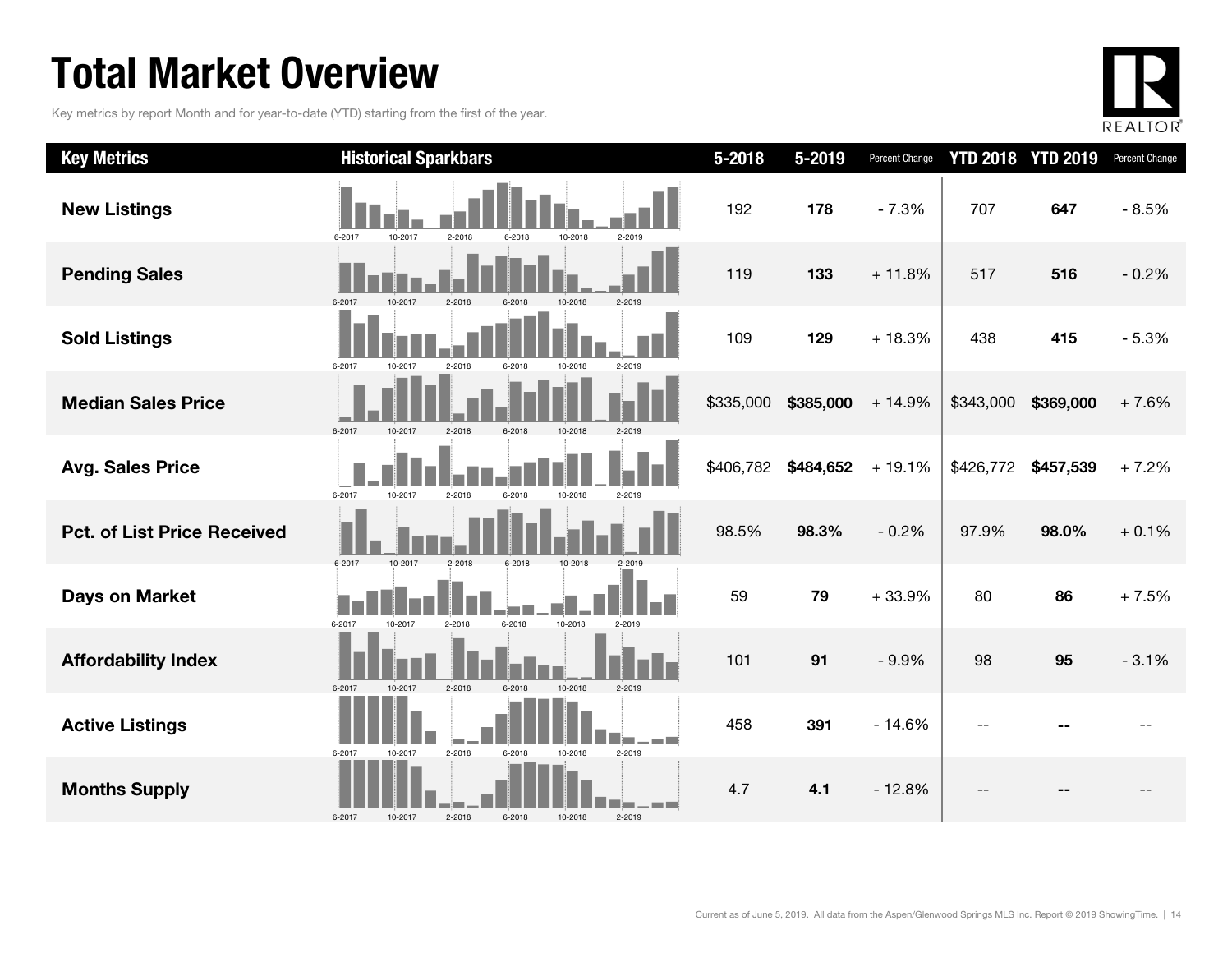# Total Market Overview

Key metrics by report Month and for year-to-date (YTD) starting from the first of the year.

REALTOR®

| Key Metrics | Historical Sparkbars | 5-2018 | 5-2019 | Percent Change | YTD 2018 | YTD 2019 | Percent Change |
|---|---|---|---|---|---|---|---|
| New Listings | 6-2017 10-2017 2-2018 6-2018 10-2018 2-2019 | 192 | **178** | - 7.3% | 707 | **647** | - 8.5% |
| Pending Sales | 6-2017 10-2017 2-2018 6-2018 10-2018 2-2019 | 119 | **133** | + 11.8% | 517 | **516** | - 0.2% |
| Sold Listings | 6-2017 10-2017 2-2018 6-2018 10-2018 2-2019 | 109 | **129** | + 18.3% | 438 | **415** | - 5.3% |
| Median Sales Price | 6-2017 10-2017 2-2018 6-2018 10-2018 2-2019 | $335,000 | **$385,000** | + 14.9% | $343,000 | **$369,000** | + 7.6% |
| Avg. Sales Price | 6-2017 10-2017 2-2018 6-2018 10-2018 2-2019 | $406,782 | **$484,652** | + 19.1% | $426,772 | **$457,539** | + 7.2% |
| Pct. of List Price Received | 6-2017 10-2017 2-2018 6-2018 10-2018 2-2019 | 98.5% | **98.3%** | - 0.2% | 97.9% | **98.0%** | + 0.1% |
| Days on Market | 6-2017 10-2017 2-2018 6-2018 10-2018 2-2019 | 59 | **79** | + 33.9% | 80 | **86** | + 7.5% |
| Affordability Index | 6-2017 10-2017 2-2018 6-2018 10-2018 2-2019 | 101 | **91** | - 9.9% | 98 | **95** | - 3.1% |
| Active Listings | 6-2017 10-2017 2-2018 6-2018 10-2018 2-2019 | 458 | **391** | - 14.6% | -- | **--** | -- |
| Months Supply | 6-2017 10-2017 2-2018 6-2018 10-2018 2-2019 | 4.7 | **4.1** | - 12.8% | -- | **--** | -- |

Current as of June 5, 2019. All data from the Aspen/Glenwood Springs MLS Inc. Report © 2019 ShowingTime.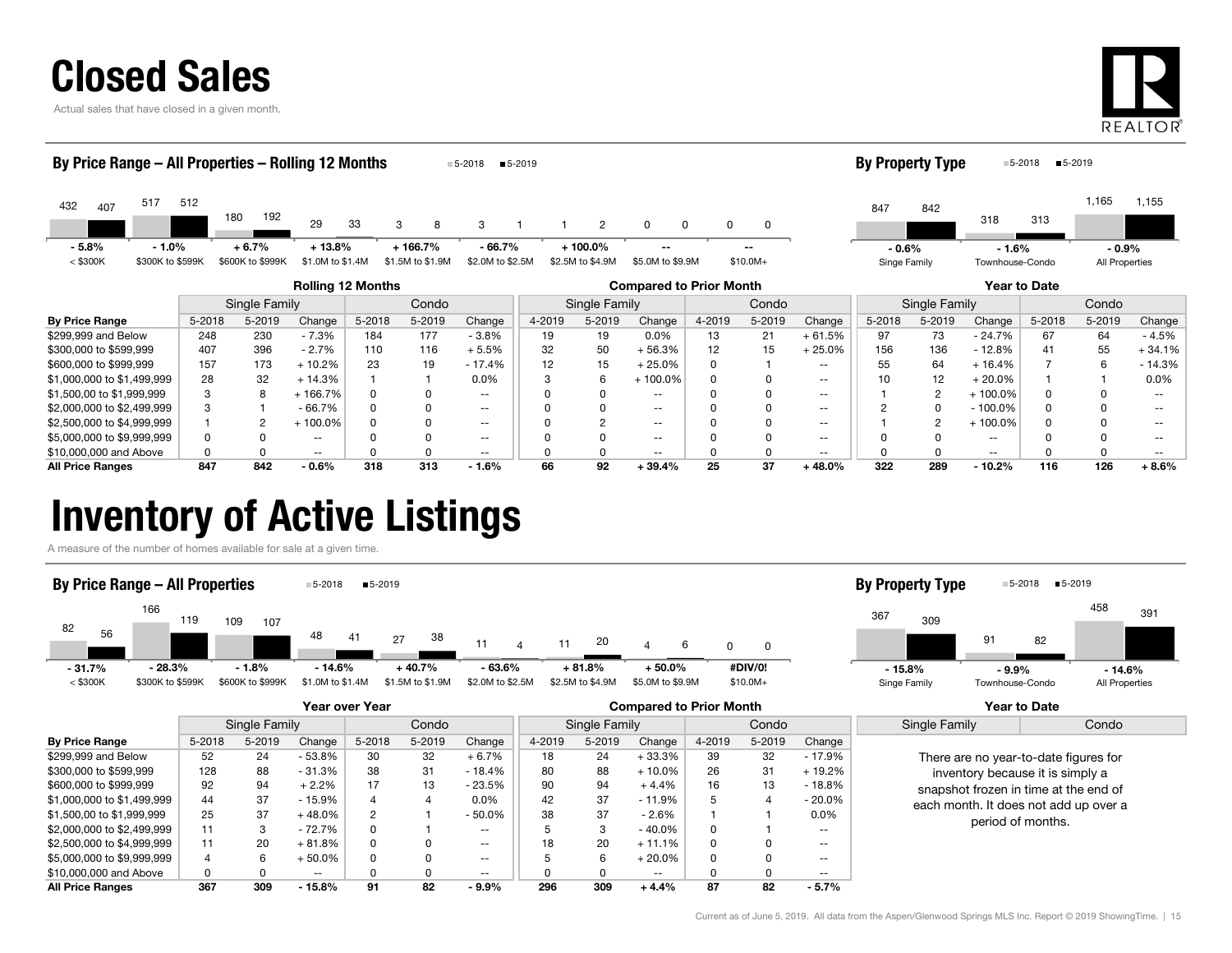# Closed Sales

Actual sales that have closed in a given month.

## By Price Range – All Properties – Rolling 12 Months

| Price Range | 5-2018 | 5-2019 | Change |
|---|---|---|---|
| < $300K | 432 | 407 | - 5.8% |
| $300K to $599K | 517 | 512 | - 1.0% |
| $600K to $999K | 180 | 192 | + 6.7% |
| $1.0M to $1.4M | 29 | 33 | + 13.8% |
| $1.5M to $1.9M | 3 | 8 | + 166.7% |
| $2.0M to $2.5M | 3 | 1 | - 66.7% |
| $2.5M to $4.9M | 1 | 2 | + 100.0% |
| $5.0M to $9.9M | 0 | 0 | -- |
| $10.0M+ | 0 | 0 | -- |

## By Property Type

| Property Type | 5-2018 | 5-2019 | Change |
|---|---|---|---|
| Singe Family | 847 | 842 | - 0.6% |
| Townhouse-Condo | 318 | 313 | - 1.6% |
| All Properties | 1,165 | 1,155 | - 0.9% |

| | Rolling 12 Months | | | | | | Compared to Prior Month | | | | | | Year to Date | | | | | |
|---|---|---|---|---|---|---|---|---|---|---|---|---|---|---|---|---|---|---|
| | Single Family | | | Condo | | | Single Family | | | Condo | | | Single Family | | | Condo | | |
| By Price Range | 5-2018 | 5-2019 | Change | 5-2018 | 5-2019 | Change | 4-2019 | 5-2019 | Change | 4-2019 | 5-2019 | Change | 5-2018 | 5-2019 | Change | 5-2018 | 5-2019 | Change |
| $299,999 and Below | 248 | 230 | - 7.3% | 184 | 177 | - 3.8% | 19 | 19 | 0.0% | 13 | 21 | + 61.5% | 97 | 73 | - 24.7% | 67 | 64 | - 4.5% |
| $300,000 to $599,999 | 407 | 396 | - 2.7% | 110 | 116 | + 5.5% | 32 | 50 | + 56.3% | 12 | 15 | + 25.0% | 156 | 136 | - 12.8% | 41 | 55 | + 34.1% |
| $600,000 to $999,999 | 157 | 173 | + 10.2% | 23 | 19 | - 17.4% | 12 | 15 | + 25.0% | 0 | 1 | -- | 55 | 64 | + 16.4% | 7 | 6 | - 14.3% |
| $1,000,000 to $1,499,999 | 28 | 32 | + 14.3% | 1 | 1 | 0.0% | 3 | 6 | + 100.0% | 0 | 0 | -- | 10 | 12 | + 20.0% | 1 | 1 | 0.0% |
| $1,500,00 to $1,999,999 | 3 | 8 | + 166.7% | 0 | 0 | -- | 0 | 0 | -- | 0 | 0 | -- | 1 | 2 | + 100.0% | 0 | 0 | -- |
| $2,000,000 to $2,499,999 | 3 | 1 | - 66.7% | 0 | 0 | -- | 0 | 0 | -- | 0 | 0 | -- | 2 | 0 | - 100.0% | 0 | 0 | -- |
| $2,500,000 to $4,999,999 | 1 | 2 | + 100.0% | 0 | 0 | -- | 0 | 2 | -- | 0 | 0 | -- | 1 | 2 | + 100.0% | 0 | 0 | -- |
| $5,000,000 to $9,999,999 | 0 | 0 | -- | 0 | 0 | -- | 0 | 0 | -- | 0 | 0 | -- | 0 | 0 | -- | 0 | 0 | -- |
| $10,000,000 and Above | 0 | 0 | -- | 0 | 0 | -- | 0 | 0 | -- | 0 | 0 | -- | 0 | 0 | -- | 0 | 0 | -- |
| **All Price Ranges** | **847** | **842** | **- 0.6%** | **318** | **313** | **- 1.6%** | **66** | **92** | **+ 39.4%** | **25** | **37** | **+ 48.0%** | **322** | **289** | **- 10.2%** | **116** | **126** | **+ 8.6%** |

# Inventory of Active Listings

A measure of the number of homes available for sale at a given time.

## By Price Range – All Properties

| Price Range | 5-2018 | 5-2019 | Change |
|---|---|---|---|
| < $300K | 82 | 56 | - 31.7% |
| $300K to $599K | 166 | 119 | - 28.3% |
| $600K to $999K | 109 | 107 | - 1.8% |
| $1.0M to $1.4M | 48 | 41 | - 14.6% |
| $1.5M to $1.9M | 27 | 38 | + 40.7% |
| $2.0M to $2.5M | 11 | 4 | - 63.6% |
| $2.5M to $4.9M | 11 | 20 | + 81.8% |
| $5.0M to $9.9M | 4 | 6 | + 50.0% |
| $10.0M+ | 0 | 0 | #DIV/0! |

## By Property Type

| Property Type | 5-2018 | 5-2019 | Change |
|---|---|---|---|
| Singe Family | 367 | 309 | - 15.8% |
| Townhouse-Condo | 91 | 82 | - 9.9% |
| All Properties | 458 | 391 | - 14.6% |

| | Year over Year | | | | | | Compared to Prior Month | | | | | |
|---|---|---|---|---|---|---|---|---|---|---|---|---|
| | Single Family | | | Condo | | | Single Family | | | Condo | | |
| By Price Range | 5-2018 | 5-2019 | Change | 5-2018 | 5-2019 | Change | 4-2019 | 5-2019 | Change | 4-2019 | 5-2019 | Change |
| $299,999 and Below | 52 | 24 | - 53.8% | 30 | 32 | + 6.7% | 18 | 24 | + 33.3% | 39 | 32 | - 17.9% |
| $300,000 to $599,999 | 128 | 88 | - 31.3% | 38 | 31 | - 18.4% | 80 | 88 | + 10.0% | 26 | 31 | + 19.2% |
| $600,000 to $999,999 | 92 | 94 | + 2.2% | 17 | 13 | - 23.5% | 90 | 94 | + 4.4% | 16 | 13 | - 18.8% |
| $1,000,000 to $1,499,999 | 44 | 37 | - 15.9% | 4 | 4 | 0.0% | 42 | 37 | - 11.9% | 5 | 4 | - 20.0% |
| $1,500,00 to $1,999,999 | 25 | 37 | + 48.0% | 2 | 1 | - 50.0% | 38 | 37 | - 2.6% | 1 | 1 | 0.0% |
| $2,000,000 to $2,499,999 | 11 | 3 | - 72.7% | 0 | 1 | -- | 5 | 3 | - 40.0% | 0 | 1 | -- |
| $2,500,000 to $4,999,999 | 11 | 20 | + 81.8% | 0 | 0 | -- | 18 | 20 | + 11.1% | 0 | 0 | -- |
| $5,000,000 to $9,999,999 | 4 | 6 | + 50.0% | 0 | 0 | -- | 5 | 6 | + 20.0% | 0 | 0 | -- |
| $10,000,000 and Above | 0 | 0 | -- | 0 | 0 | -- | 0 | 0 | -- | 0 | 0 | -- |
| **All Price Ranges** | **367** | **309** | **- 15.8%** | **91** | **82** | **- 9.9%** | **296** | **309** | **+ 4.4%** | **87** | **82** | **- 5.7%** |

### Year to Date

| Single Family | Condo |
|---|---|

There are no year-to-date figures for inventory because it is simply a snapshot frozen in time at the end of each month. It does not add up over a period of months.

Current as of June 5, 2019. All data from the Aspen/Glenwood Springs MLS Inc. Report © 2019 ShowingTime.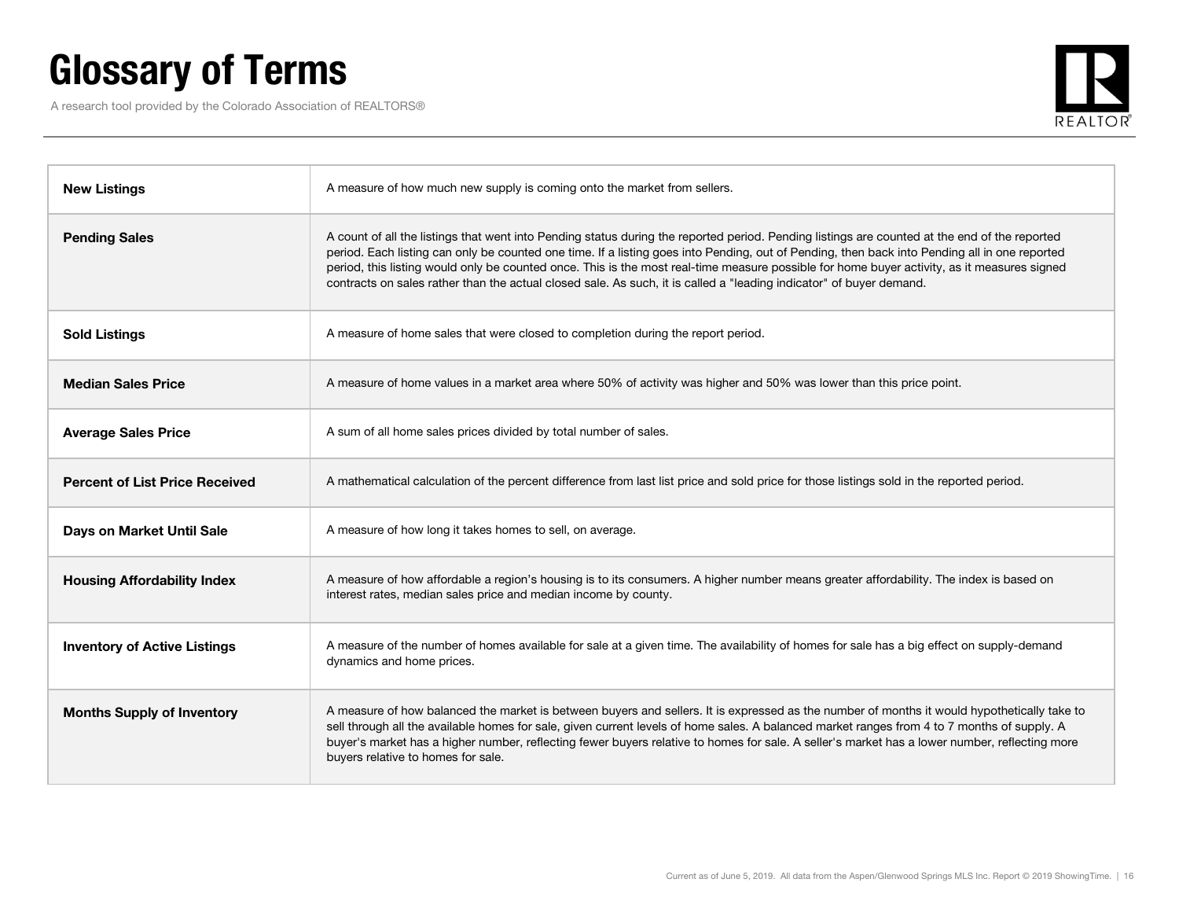# Glossary of Terms

A research tool provided by the Colorado Association of REALTORS®

| | |
|---|---|
| **New Listings** | A measure of how much new supply is coming onto the market from sellers. |
| **Pending Sales** | A count of all the listings that went into Pending status during the reported period. Pending listings are counted at the end of the reported period. Each listing can only be counted one time. If a listing goes into Pending, out of Pending, then back into Pending all in one reported period, this listing would only be counted once. This is the most real-time measure possible for home buyer activity, as it measures signed contracts on sales rather than the actual closed sale. As such, it is called a "leading indicator" of buyer demand. |
| **Sold Listings** | A measure of home sales that were closed to completion during the report period. |
| **Median Sales Price** | A measure of home values in a market area where 50% of activity was higher and 50% was lower than this price point. |
| **Average Sales Price** | A sum of all home sales prices divided by total number of sales. |
| **Percent of List Price Received** | A mathematical calculation of the percent difference from last list price and sold price for those listings sold in the reported period. |
| **Days on Market Until Sale** | A measure of how long it takes homes to sell, on average. |
| **Housing Affordability Index** | A measure of how affordable a region's housing is to its consumers. A higher number means greater affordability. The index is based on interest rates, median sales price and median income by county. |
| **Inventory of Active Listings** | A measure of the number of homes available for sale at a given time. The availability of homes for sale has a big effect on supply-demand dynamics and home prices. |
| **Months Supply of Inventory** | A measure of how balanced the market is between buyers and sellers. It is expressed as the number of months it would hypothetically take to sell through all the available homes for sale, given current levels of home sales. A balanced market ranges from 4 to 7 months of supply. A buyer's market has a higher number, reflecting fewer buyers relative to homes for sale. A seller's market has a lower number, reflecting more buyers relative to homes for sale. |

Current as of June 5, 2019. All data from the Aspen/Glenwood Springs MLS Inc. Report © 2019 ShowingTime.